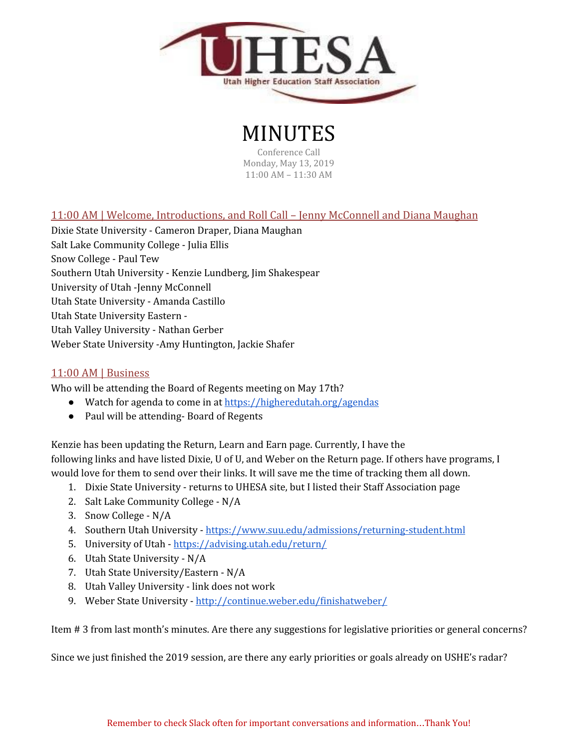UHESA
Utah Higher Education Staff Association

# MINUTES

Conference Call
Monday, May 13, 2019
11:00 AM – 11:30 AM

## 11:00 AM | Welcome, Introductions, and Roll Call – Jenny McConnell and Diana Maughan

Dixie State University - Cameron Draper, Diana Maughan
Salt Lake Community College - Julia Ellis
Snow College - Paul Tew
Southern Utah University - Kenzie Lundberg, Jim Shakespear
University of Utah -Jenny McConnell
Utah State University - Amanda Castillo
Utah State University Eastern -
Utah Valley University - Nathan Gerber
Weber State University -Amy Huntington, Jackie Shafer

## 11:00 AM | Business

Who will be attending the Board of Regents meeting on May 17th?

- Watch for agenda to come in at https://higheredutah.org/agendas
- Paul will be attending- Board of Regents

Kenzie has been updating the Return, Learn and Earn page. Currently, I have the following links and have listed Dixie, U of U, and Weber on the Return page. If others have programs, I would love for them to send over their links. It will save me the time of tracking them all down.

1. Dixie State University - returns to UHESA site, but I listed their Staff Association page
2. Salt Lake Community College - N/A
3. Snow College - N/A
4. Southern Utah University - https://www.suu.edu/admissions/returning-student.html
5. University of Utah - https://advising.utah.edu/return/
6. Utah State University - N/A
7. Utah State University/Eastern - N/A
8. Utah Valley University - link does not work
9. Weber State University - http://continue.weber.edu/finishatweber/

Item # 3 from last month's minutes. Are there any suggestions for legislative priorities or general concerns?

Since we just finished the 2019 session, are there any early priorities or goals already on USHE's radar?

Remember to check Slack often for important conversations and information…Thank You!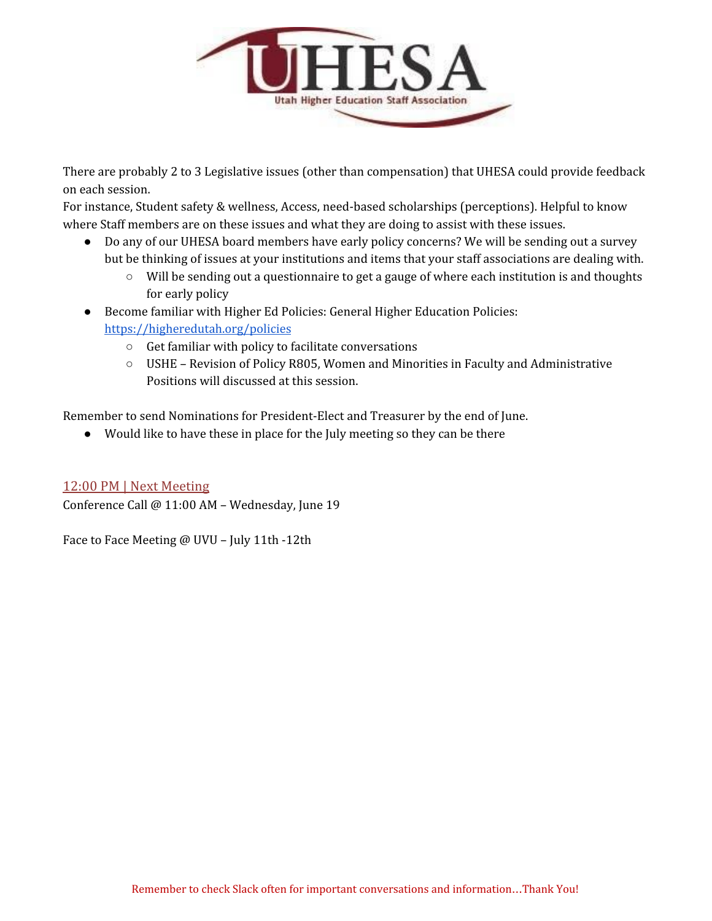There are probably 2 to 3 Legislative issues (other than compensation) that UHESA could provide feedback on each session.
For instance, Student safety & wellness, Access, need-based scholarships (perceptions). Helpful to know where Staff members are on these issues and what they are doing to assist with these issues.

- Do any of our UHESA board members have early policy concerns? We will be sending out a survey but be thinking of issues at your institutions and items that your staff associations are dealing with.
    - Will be sending out a questionnaire to get a gauge of where each institution is and thoughts for early policy
- Become familiar with Higher Ed Policies: General Higher Education Policies: [https://higheredutah.org/policies](https://higheredutah.org/policies)
    - Get familiar with policy to facilitate conversations
    - USHE – Revision of Policy R805, Women and Minorities in Faculty and Administrative Positions will discussed at this session.

Remember to send Nominations for President-Elect and Treasurer by the end of June.

- Would like to have these in place for the July meeting so they can be there

## 12:00 PM | Next Meeting

Conference Call @ 11:00 AM – Wednesday, June 19

Face to Face Meeting @ UVU – July 11th -12th

Remember to check Slack often for important conversations and information…Thank You!